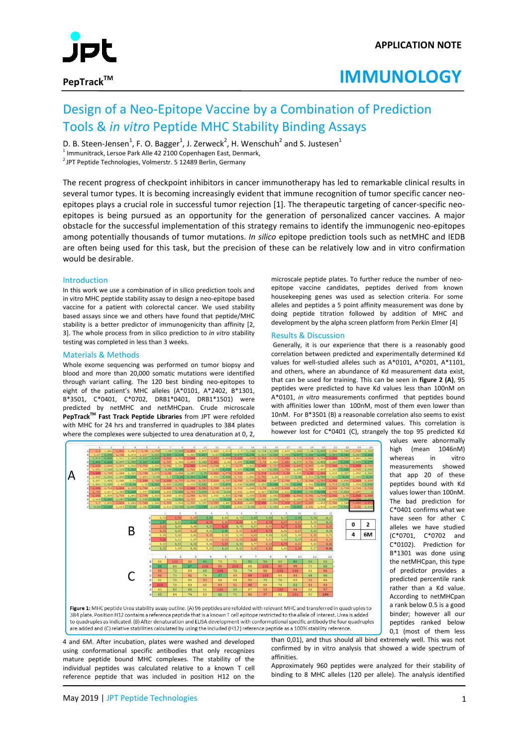# Design of a Neo-Epitope Vaccine by a Combination of Prediction Tools & *in vitro* Peptide MHC Stability Binding Assays

D. B. Steen-Jensen[1], F. O. Bagger[1], J. Zerweck[2], H. Wenschuh[2] and S. Justesen[1]

[1] Immunitrack, Lersoe Park Alle 42 2100 Copenhagen East, Denmark,

[2] JPT Peptide Technologies, Volmerstr. 5 12489 Berlin, Germany

The recent progress of checkpoint inhibitors in cancer immunotherapy has led to remarkable clinical results in several tumor types. It is becoming increasingly evident that immune recognition of tumor specific cancer neo-epitopes plays a crucial role in successful tumor rejection [1]. The therapeutic targeting of cancer-specific neo-epitopes is being pursued as an opportunity for the generation of personalized cancer vaccines. A major obstacle for the successful implementation of this strategy remains to identify the immunogenic neo-epitopes among potentially thousands of tumor mutations. *In silico* epitope prediction tools such as netMHC and IEDB are often being used for this task, but the precision of these can be relatively low and in vitro confirmation would be desirable.

## Introduction

In this work we use a combination of in silico prediction tools and in vitro MHC peptide stability assay to design a neo-epitope based vaccine for a patient with colorectal cancer. We used stability based assays since we and others have found that peptide/MHC stability is a better predictor of immunogenicity than affinity [2, 3]. The whole process from in silico prediction to *in vitro* stability testing was completed in less than 3 weeks.

## Materials & Methods

Whole exome sequencing was performed on tumor biopsy and blood and more than 20,000 somatic mutations were identified through variant calling. The 120 best binding neo-epitopes to eight of the patient's MHC alleles (A*0101, A*2402, B*1301, B*3501, C*0401, C*0702, DRB1*0401, DRB1*1501) were predicted by netMHC and netMHCpan. Crude microscale **PepTrack™ Fast Track Peptide Libraries** from JPT were refolded with MHC for 24 hrs and transferred in quadruples to 384 plates where the complexes were subjected to urea denaturation at 0, 2, 4 and 6M. After incubation, plates were washed and developed using conformational specific antibodies that only recognizes mature peptide bound MHC complexes. The stability of the individual peptides was calculated relative to a known T cell reference peptide that was included in position H12 on the microscale peptide plates. To further reduce the number of neo-epitope vaccine candidates, peptides derived from known housekeeping genes was used as selection criteria. For some alleles and peptides a 5 point affinity measurement was done by doing peptide titration followed by addition of MHC and development by the alpha screen platform from Perkin Elmer [4]

## Results & Discussion

Generally, it is our experience that there is a reasonably good correlation between predicted and experimentally determined Kd values for well-studied alleles such as A*0101, A*0201, A*1101, and others, where an abundance of Kd measurement data exist, that can be used for training. This can be seen in **figure 2 (A)**, 95 peptides were predicted to have Kd values less than 100nM on A*0101, *in vitro* measurements confirmed that peptides bound with affinities lower than 100nM, most of them even lower than 10nM. For B*3501 (B) a reasonable correlation also seems to exist between predicted and determined values. This correlation is however lost for C*0401 (C), strangely the top 95 predicted Kd values were abnormally high (mean 1046nM) whereas in vitro measurements showed that app 20 of these peptides bound with Kd values lower than 100nM. The bad prediction for C*0401 confirms what we have seen for other C alleles we have studied (C*0701, C*0702 and C*0102). Prediction for B*1301 was done using the netMHCpan, this type of predictor provides a predicted percentile rank rather than a Kd value. According to netMHCpan a rank below 0.5 is a good binder; however all our peptides ranked below 0,1 (most of them less than 0,01), and thus should all bind extremely well. This was not confirmed by in vitro analysis that showed a wide spectrum of affinities.

Approximately 960 peptides were analyzed for their stability of binding to 8 MHC alleles (120 per allele). The analysis identified

**Figure 1:** MHC peptide Urea stability assay outline. (A) 96 peptides are refolded with relevant MHC and transferred in quadruples to 384 plate. Position H12 contains a reference peptide that is a known T cell epitope restricted to the allele of interest. Urea is added to quadruples as indicated. (B) After denaturation and ELISA development with conformational specific antibody the four quadruples are added and (C) relative stabilities calculated by using the included (H12) reference peptide as a 100% stability reference.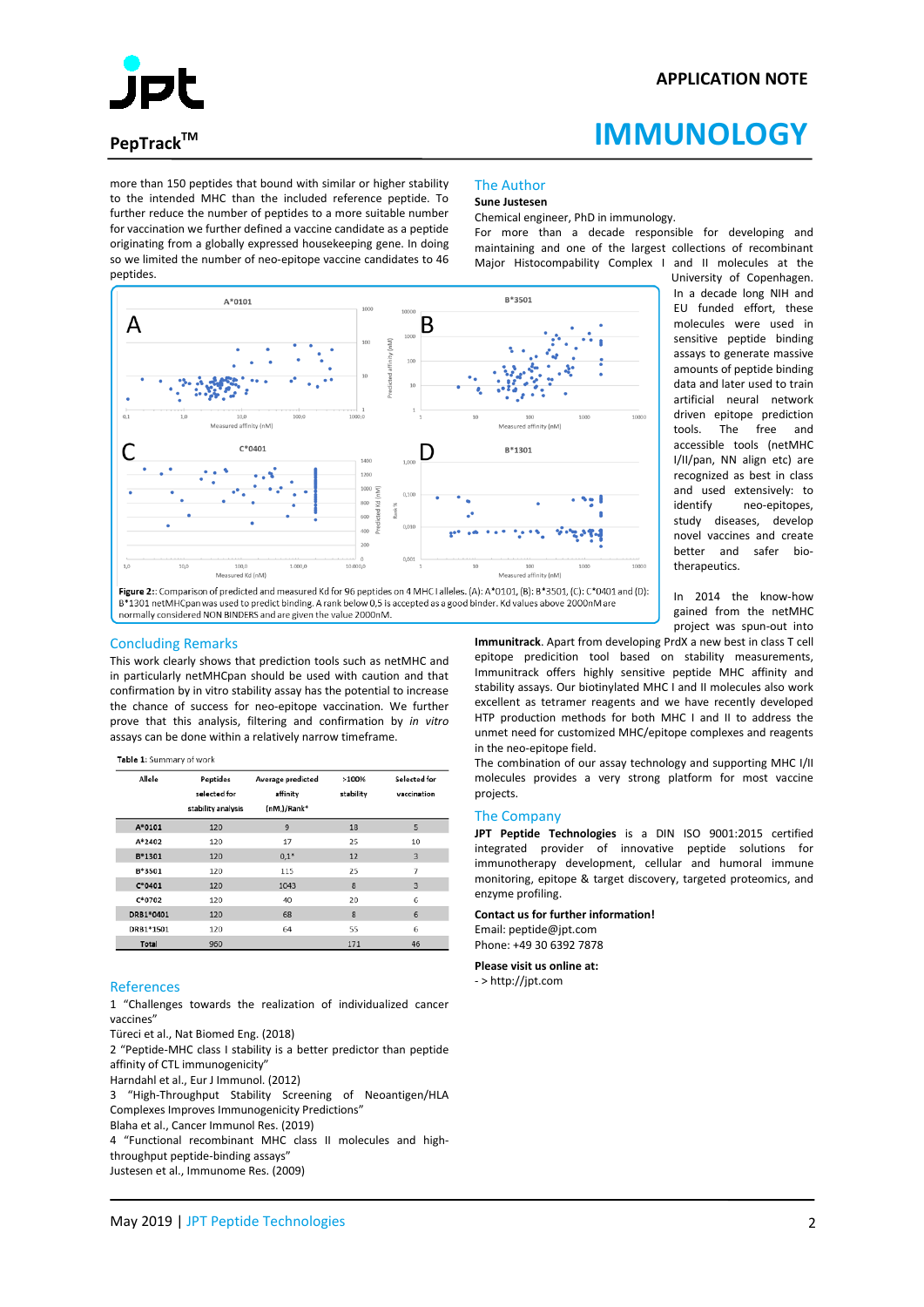more than 150 peptides that bound with similar or higher stability to the intended MHC than the included reference peptide. To further reduce the number of peptides to a more suitable number for vaccination we further defined a vaccine candidate as a peptide originating from a globally expressed housekeeping gene. In doing so we limited the number of neo-epitope vaccine candidates to 46 peptides.

A*0101

A

Measured affinity (nM)

B*3501

B

Predicted affinity (nM)

Measured affinity (nM)

C*0401

C

Measured Kd (nM)

Predicted Kd (nM)

D

B*1301

Rank %

Measured affinity (nM)

**Figure 2:**: Comparison of predicted and measured Kd for 96 peptides on 4 MHC I alleles. (A): A*0101, (B): B*3501, (C): C*0401 and (D): B*1301 netMHCpan was used to predict binding. A rank below 0,5 is accepted as a good binder. Kd values above 2000nM are normally considered NON BINDERS and are given the value 2000nM.

## Concluding Remarks

This work clearly shows that prediction tools such as netMHC and in particularly netMHCpan should be used with caution and that confirmation by in vitro stability assay has the potential to increase the chance of success for neo-epitope vaccination. We further prove that this analysis, filtering and confirmation by *in vitro* assays can be done within a relatively narrow timeframe.

**Table 1**: Summary of work

| Allele | Peptides selected for stability analysis | Average predicted affinity (nM,)/Rank* | >100% stability | Selected for vaccination |
|---|---|---|---|---|
| A*0101 | 120 | 9 | 18 | 5 |
| A*2402 | 120 | 17 | 25 | 10 |
| B*1301 | 120 | 0,1* | 12 | 3 |
| B*3501 | 120 | 115 | 25 | 7 |
| C*0401 | 120 | 1043 | 8 | 3 |
| C*0702 | 120 | 40 | 20 | 6 |
| DRB1*0401 | 120 | 68 | 8 | 6 |
| DRB1*1501 | 120 | 64 | 55 | 6 |
| Total | 960 | | 171 | 46 |

## References

1 "Challenges towards the realization of individualized cancer vaccines"
Türeci et al., Nat Biomed Eng. (2018)

2 "Peptide-MHC class I stability is a better predictor than peptide affinity of CTL immunogenicity"
Harndahl et al., Eur J Immunol. (2012)

3 "High-Throughput Stability Screening of Neoantigen/HLA Complexes Improves Immunogenicity Predictions"
Blaha et al., Cancer Immunol Res. (2019)

4 "Functional recombinant MHC class II molecules and high-throughput peptide-binding assays"
Justesen et al., Immunome Res. (2009)

## The Author

**Sune Justesen**

Chemical engineer, PhD in immunology.

For more than a decade responsible for developing and maintaining and one of the largest collections of recombinant Major Histocompability Complex I and II molecules at the University of Copenhagen.

In a decade long NIH and EU funded effort, these molecules were used in sensitive peptide binding assays to generate massive amounts of peptide binding data and later used to train artificial neural network driven epitope prediction tools. The free and accessible tools (netMHC I/II/pan, NN align etc) are recognized as best in class and used extensively: to identify neo-epitopes, study diseases, develop novel vaccines and create better and safer bio-therapeutics.

In 2014 the know-how gained from the netMHC project was spun-out into **Immunitrack**. Apart from developing PrdX a new best in class T cell epitope predicition tool based on stability measurements, Immunitrack offers highly sensitive peptide MHC affinity and stability assays. Our biotinylated MHC I and II molecules also work excellent as tetramer reagents and we have recently developed HTP production methods for both MHC I and II to address the unmet need for customized MHC/epitope complexes and reagents in the neo-epitope field.

The combination of our assay technology and supporting MHC I/II molecules provides a very strong platform for most vaccine projects.

## The Company

**JPT Peptide Technologies** is a DIN ISO 9001:2015 certified integrated provider of innovative peptide solutions for immunotherapy development, cellular and humoral immune monitoring, epitope & target discovery, targeted proteomics, and enzyme profiling.

**Contact us for further information!**
Email: peptide@jpt.com
Phone: +49 30 6392 7878

**Please visit us online at:**
- > http://jpt.com